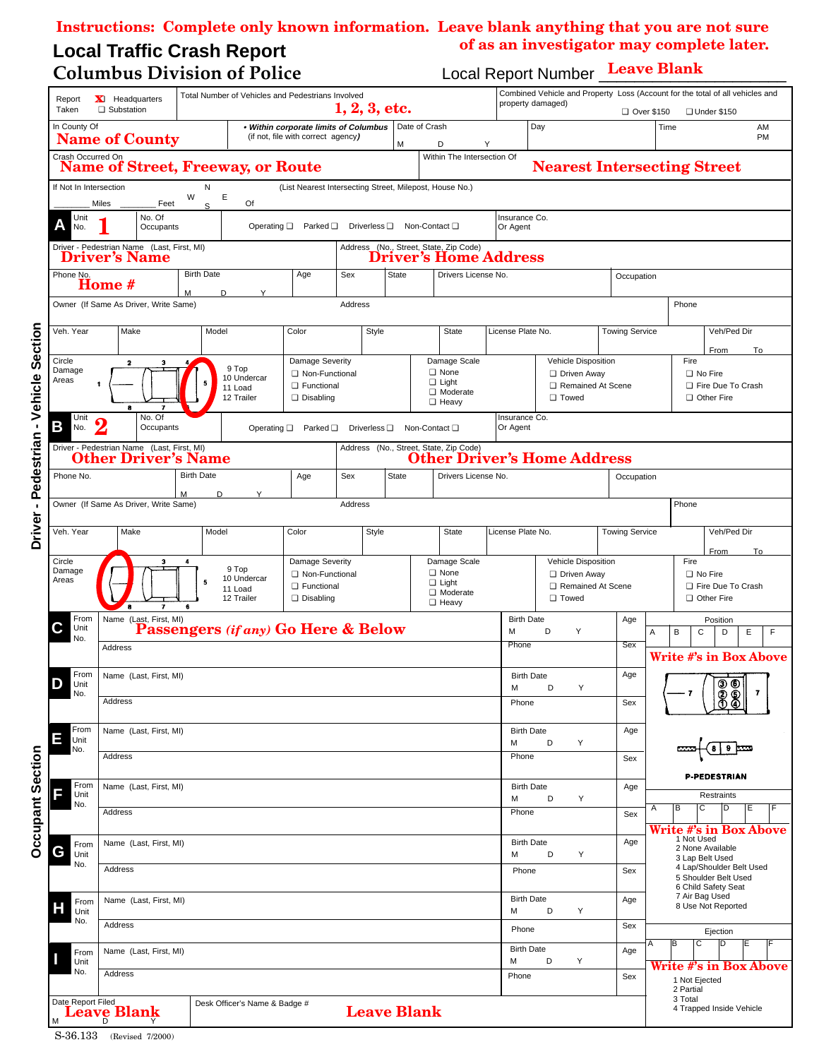**Instructions: Complete only known information. Leave blank anything that you are not sure of as an investigator may complete later.**

# Local Traffic Crash Report
## Columbus Division of Police

Local Report Number **Leave Blank**

| Report Taken | ☒ Headquarters ☐ Substation | Total Number of Vehicles and Pedestrians Involved **1, 2, 3, etc.** | Combined Vehicle and Property Loss (Account for the total of all vehicles and property damaged) ☐ Over $150 ☐ Under $150 |
|---|---|---|---|

| In County Of **Name of County** | • *Within corporate limits of Columbus* (if not, file with correct agency) | Date of Crash M D Y | Day | Time AM PM |
|---|---|---|---|---|

| Crash Occurred On **Name of Street, Freeway, or Route** | Within The Intersection Of **Nearest Intersecting Street** |
|---|---|

If Not In Intersection _______ Miles _______ Feet N W E S Of (List Nearest Intersecting Street, Milepost, House No.)

## Driver - Pedestrian - Vehicle Section

### A

| Unit No. **1** | No. Of Occupants | Operating ☐ Parked ☐ Driverless ☐ Non-Contact ☐ | Insurance Co. Or Agent |
|---|---|---|---|

| Driver - Pedestrian Name (Last, First, MI) **Driver's Name** | Address (No., Street, State, Zip Code) **Driver's Home Address** |
|---|---|

| Phone No. **Home #** | Birth Date M D Y | Age | Sex | State | Drivers License No. | Occupation |
|---|---|---|---|---|---|---|

| Owner (If Same As Driver, Write Same) | Address | Phone |
|---|---|---|

| Veh. Year | Make | Model | Color | Style | State | License Plate No. | Towing Service | Veh/Ped Dir From To |
|---|---|---|---|---|---|---|---|---|

| Circle Damage Areas | 9 Top, 10 Undercar, 11 Load, 12 Trailer | Damage Severity | Damage Scale | Vehicle Disposition | Fire |
|---|---|---|---|---|---|
| 1 2 3 4 5 6 7 8 | | ☐ Non-Functional ☐ Functional ☐ Disabling | ☐ None ☐ Light ☐ Moderate ☐ Heavy | ☐ Driven Away ☐ Remained At Scene ☐ Towed | ☐ No Fire ☐ Fire Due To Crash ☐ Other Fire |

### B

| Unit No. **2** | No. Of Occupants | Operating ☐ Parked ☐ Driverless ☐ Non-Contact ☐ | Insurance Co. Or Agent |
|---|---|---|---|

| Driver - Pedestrian Name (Last, First, MI) **Other Driver's Name** | Address (No., Street, State, Zip Code) **Other Driver's Home Address** |
|---|---|

| Phone No. | Birth Date M D Y | Age | Sex | State | Drivers License No. | Occupation |
|---|---|---|---|---|---|---|

| Owner (If Same As Driver, Write Same) | Address | Phone |
|---|---|---|

| Veh. Year | Make | Model | Color | Style | State | License Plate No. | Towing Service | Veh/Ped Dir From To |
|---|---|---|---|---|---|---|---|---|

| Circle Damage Areas | 9 Top, 10 Undercar, 11 Load, 12 Trailer | Damage Severity | Damage Scale | Vehicle Disposition | Fire |
|---|---|---|---|---|---|
| 3 4 5 6 7 8 | | ☐ Non-Functional ☐ Functional ☐ Disabling | ☐ None ☐ Light ☐ Moderate ☐ Heavy | ☐ Driven Away ☐ Remained At Scene ☐ Towed | ☐ No Fire ☐ Fire Due To Crash ☐ Other Fire |

## Occupant Section

| | From Unit No. | Name (Last, First, MI) / Address | Birth Date / Phone | Age / Sex |
|---|---|---|---|---|
| C | | **Passengers *(if any)* Go Here & Below** / Address | Birth Date M D Y / Phone | Age / Sex |
| D | | Name (Last, First, MI) / Address | Birth Date M D Y / Phone | Age / Sex |
| E | | Name (Last, First, MI) / Address | Birth Date M D Y / Phone | Age / Sex |
| F | | Name (Last, First, MI) / Address | Birth Date M D Y / Phone | Age / Sex |
| G | | Name (Last, First, MI) / Address | Birth Date M D Y / Phone | Age / Sex |
| H | | Name (Last, First, MI) / Address | Birth Date M D Y / Phone | Age / Sex |
| I | | Name (Last, First, MI) / Address | Birth Date M D Y / Phone | Age / Sex |

**Position**

| A | B | C | D | E | F |
|---|---|---|---|---|---|

**Write #'s in Box Above**

Positions: 1 2 3 4 5 6 7 8 9

P-PEDESTRIAN

**Restraints**

| A | B | C | D | E | F |
|---|---|---|---|---|---|

**Write #'s in Box Above**

1 Not Used
2 None Available
3 Lap Belt Used
4 Lap/Shoulder Belt Used
5 Shoulder Belt Used
6 Child Safety Seat
7 Air Bag Used
8 Use Not Reported

**Ejection**

| A | B | C | D | E | F |
|---|---|---|---|---|---|

**Write #'s in Box Above**

1 Not Ejected
2 Partial
3 Total
4 Trapped Inside Vehicle

| Date Report Filed **Leave Blank** M D Y | Desk Officer's Name & Badge # **Leave Blank** |
|---|---|

S-36.133 (Revised 7/2000)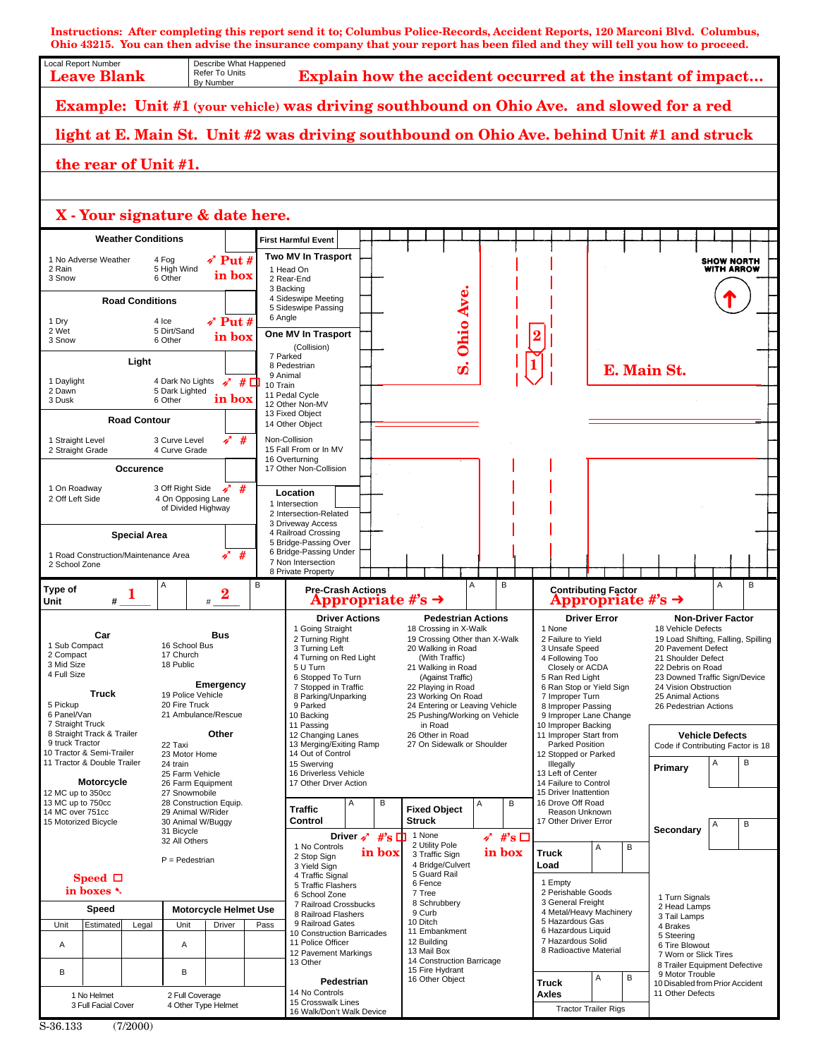**Instructions: After completing this report send it to; Columbus Police-Records, Accident Reports, 120 Marconi Blvd. Columbus, Ohio 43215. You can then advise the insurance company that your report has been filed and they will tell you how to proceed.**

| Local Report Number | Describe What Happened Refer To Units By Number | |
|---|---|---|
| **Leave Blank** | | **Explain how the accident occurred at the instant of impact...** |

**Example: Unit #1 (your vehicle) was driving southbound on Ohio Ave. and slowed for a red light at E. Main St. Unit #2 was driving southbound on Ohio Ave. behind Unit #1 and struck the rear of Unit #1.**

**X - Your signature & date here.**

**Weather Conditions** — Put # in box
1 No Adverse Weather
2 Rain
3 Snow
4 Fog
5 High Wind
6 Other

**Road Conditions** — Put # in box
1 Dry
2 Wet
3 Snow
4 Ice
5 Dirt/Sand
6 Other

**Light** — # in box
1 Daylight
2 Dawn
3 Dusk
4 Dark No Lights
5 Dark Lighted
6 Other

**Road Contour** — #
1 Straight Level
2 Straight Grade
3 Curve Level
4 Curve Grade

**Occurence** — #
1 On Roadway
2 Off Left Side
3 Off Right Side
4 On Opposing Lane of Divided Highway

**Special Area** — #
1 Road Construction/Maintenance Area
2 School Zone

**First Harmful Event**

**Two MV In Trasport**
1 Head On
2 Rear-End
3 Backing
4 Sideswipe Meeting
5 Sideswipe Passing
6 Angle

**One MV In Trasport** (Collision)
7 Parked
8 Pedestrian
9 Animal
10 Train
11 Pedal Cycle
12 Other Non-MV
13 Fixed Object
14 Other Object

Non-Collision
15 Fall From or In MV
16 Overturning
17 Other Non-Collision

**Location**
1 Intersection
2 Intersection-Related
3 Driveway Access
4 Railroad Crossing
5 Bridge-Passing Over
6 Bridge-Passing Under
7 Non Intersection
8 Private Property

S. Ohio Ave.

E. Main St.

2

1

SHOW NORTH WITH ARROW

**Type of Unit** # 1 A # 2 B

**Car**
1 Sub Compact
2 Compact
3 Mid Size
4 Full Size

**Truck**
5 Pickup
6 Panel/Van
7 Straight Truck
8 Straight Track & Trailer
9 truck Tractor
10 Tractor & Semi-Trailer
11 Tractor & Double Trailer

**Motorcycle**
12 MC up to 350cc
13 MC up to 750cc
14 MC over 751cc
15 Motorized Bicycle

**Bus**
16 School Bus
17 Church
18 Public

**Emergency**
19 Police Vehicle
20 Fire Truck
21 Ambulance/Rescue

**Other**
22 Taxi
23 Motor Home
24 train
25 Farm Vehicle
26 Farm Equipment
27 Snowmobile
28 Construction Equip.
29 Animal W/Rider
30 Animal W/Buggy
31 Bicycle
32 All Others

P = Pedestrian

**Speed in boxes**

| Speed | | | Motorcycle Helmet Use | | |
|---|---|---|---|---|---|
| Unit | Estimated | Legal | Unit | Driver | Pass |
| A | | | A | | |
| B | | | B | | |

1 No Helmet
2 Full Coverage
3 Full Facial Cover
4 Other Type Helmet

**Pre-Crash Actions** — Appropriate #'s → A B

**Driver Actions**
1 Going Straight
2 Turning Right
3 Turning Left
4 Turning on Red Light
5 U Turn
6 Stopped To Turn
7 Stopped in Traffic
8 Parking/Unparking
9 Parked
10 Backing
11 Passing
12 Changing Lanes
13 Merging/Exiting Ramp
14 Out of Control
15 Swerving
16 Driverless Vehicle
17 Other Drver Action

**Pedestrian Actions**
18 Crossing in X-Walk
19 Crossing Other than X-Walk
20 Walking in Road (With Traffic)
21 Walking in Road (Against Traffic)
22 Playing in Road
23 Working On Road
24 Entering or Leaving Vehicle
25 Pushing/Working on Vehicle in Road
26 Other in Road
27 On Sidewalk or Shoulder

**Traffic Control** A B — Driver #'s in box
1 No Controls
2 Stop Sign
3 Yield Sign
4 Traffic Signal
5 Traffic Flashers
6 School Zone
7 Railroad Crossbucks
8 Railroad Flashers
9 Railroad Gates
10 Construction Barricades
11 Police Officer
12 Pavement Markings
13 Other

**Pedestrian**
14 No Controls
15 Crosswalk Lines
16 Walk/Don't Walk Device

**Fixed Object Struck** A B — #'s in box
1 None
2 Utility Pole
3 Traffic Sign
4 Bridge/Culvert
5 Guard Rail
6 Fence
7 Tree
8 Schrubbery
9 Curb
10 Ditch
11 Embankment
12 Building
13 Mail Box
14 Construction Barricage
15 Fire Hydrant
16 Other Object

**Contributing Factor** — Appropriate #'s → A B

**Driver Error**
1 None
2 Failure to Yield
3 Unsafe Speed
4 Following Too Closely or ACDA
5 Ran Red Light
6 Ran Stop or Yield Sign
7 Improper Turn
8 Improper Passing
9 Improper Lane Change
10 Improper Backing
11 Improper Start from Parked Position
12 Stopped or Parked Illegally
13 Left of Center
14 Failure to Control
15 Driver Inattention
16 Drove Off Road Reason Unknown
17 Other Driver Error

**Non-Driver Factor**
18 Vehicle Defects
19 Load Shifting, Falling, Spilling
20 Pavement Defect
21 Shoulder Defect
22 Debris on Road
23 Downed Traffic Sign/Device
24 Vision Obstruction
25 Animal Actions
26 Pedestrian Actions

**Vehicle Defects**
Code if Contributing Factor is 18

**Primary** A B

**Secondary** A B

**Truck Load** A B
1 Empty
2 Perishable Goods
3 General Freight
4 Metal/Heavy Machinery
5 Hazardous Gas
6 Hazardous Liquid
7 Hazardous Solid
8 Radioactive Material

**Truck Axles** A B
Tractor Trailer Rigs

1 Turn Signals
2 Head Lamps
3 Tail Lamps
4 Brakes
5 Steering
6 Tire Blowout
7 Worn or Slick Tires
8 Trailer Equipment Defective
9 Motor Trouble
10 Disabled from Prior Accident
11 Other Defects

S-36.133 (7/2000)